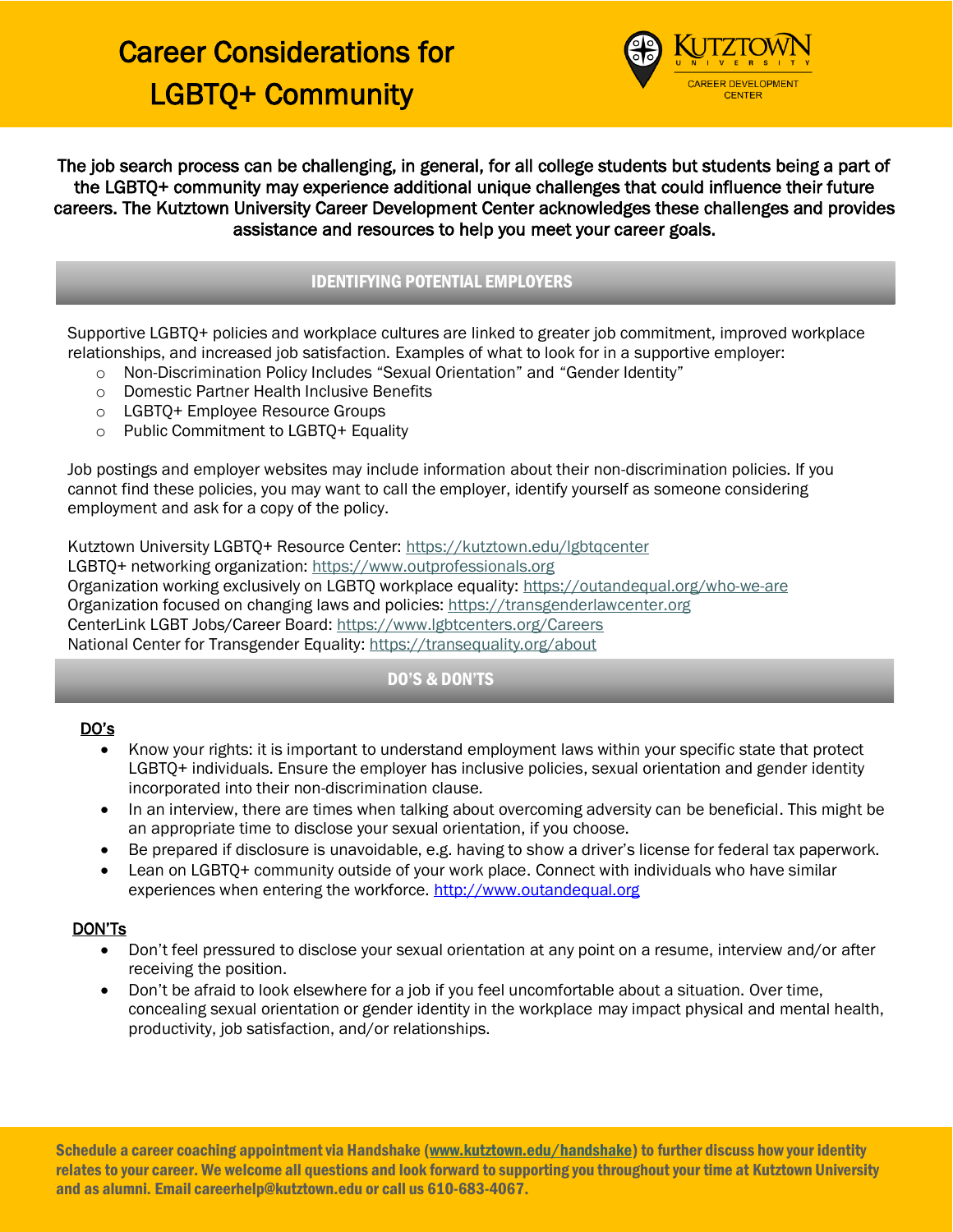# Career Considerations for LGBTQ+ Community

KUTZTOWN UNIVERSITY
CAREER DEVELOPMENT CENTER

**The job search process can be challenging, in general, for all college students but students being a part of the LGBTQ+ community may experience additional unique challenges that could influence their future careers. The Kutztown University Career Development Center acknowledges these challenges and provides assistance and resources to help you meet your career goals.**

## IDENTIFYING POTENTIAL EMPLOYERS

Supportive LGBTQ+ policies and workplace cultures are linked to greater job commitment, improved workplace relationships, and increased job satisfaction. Examples of what to look for in a supportive employer:

- Non-Discrimination Policy Includes "Sexual Orientation" and "Gender Identity"
- Domestic Partner Health Inclusive Benefits
- LGBTQ+ Employee Resource Groups
- Public Commitment to LGBTQ+ Equality

Job postings and employer websites may include information about their non-discrimination policies. If you cannot find these policies, you may want to call the employer, identify yourself as someone considering employment and ask for a copy of the policy.

Kutztown University LGBTQ+ Resource Center: https://kutztown.edu/lgbtqcenter
LGBTQ+ networking organization: https://www.outprofessionals.org
Organization working exclusively on LGBTQ workplace equality: https://outandequal.org/who-we-are
Organization focused on changing laws and policies: https://transgenderlawcenter.org
CenterLink LGBT Jobs/Career Board: https://www.lgbtcenters.org/Careers
National Center for Transgender Equality: https://transequality.org/about

## DO'S & DON'TS

**DO's**

- Know your rights: it is important to understand employment laws within your specific state that protect LGBTQ+ individuals. Ensure the employer has inclusive policies, sexual orientation and gender identity incorporated into their non-discrimination clause.
- In an interview, there are times when talking about overcoming adversity can be beneficial. This might be an appropriate time to disclose your sexual orientation, if you choose.
- Be prepared if disclosure is unavoidable, e.g. having to show a driver's license for federal tax paperwork.
- Lean on LGBTQ+ community outside of your work place. Connect with individuals who have similar experiences when entering the workforce. http://www.outandequal.org

**DON'Ts**

- Don't feel pressured to disclose your sexual orientation at any point on a resume, interview and/or after receiving the position.
- Don't be afraid to look elsewhere for a job if you feel uncomfortable about a situation. Over time, concealing sexual orientation or gender identity in the workplace may impact physical and mental health, productivity, job satisfaction, and/or relationships.

**Schedule a career coaching appointment via Handshake (www.kutztown.edu/handshake) to further discuss how your identity relates to your career. We welcome all questions and look forward to supporting you throughout your time at Kutztown University and as alumni. Email careerhelp@kutztown.edu or call us 610-683-4067.**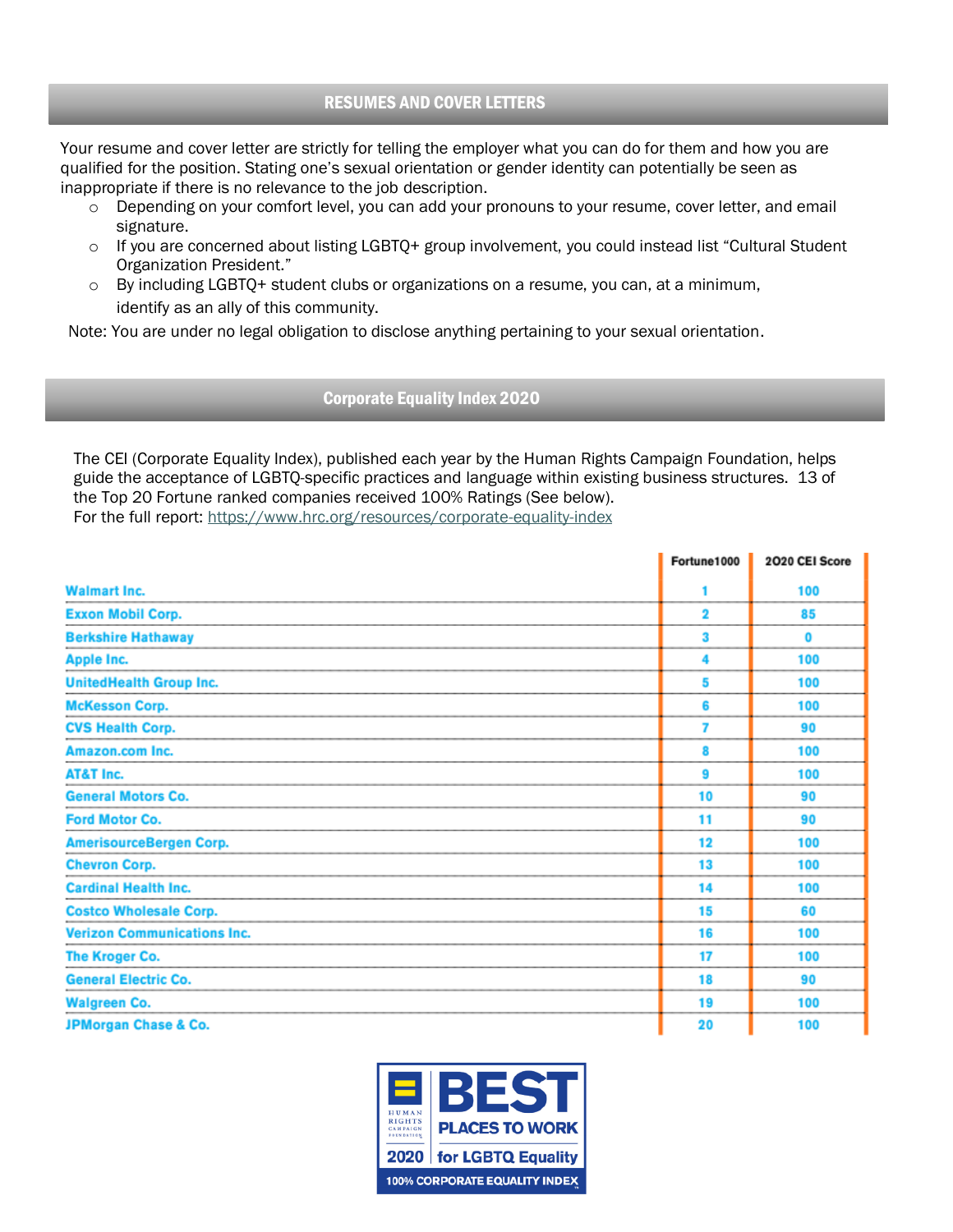## RESUMES AND COVER LETTERS

Your resume and cover letter are strictly for telling the employer what you can do for them and how you are qualified for the position. Stating one's sexual orientation or gender identity can potentially be seen as inappropriate if there is no relevance to the job description.

- Depending on your comfort level, you can add your pronouns to your resume, cover letter, and email signature.
- If you are concerned about listing LGBTQ+ group involvement, you could instead list "Cultural Student Organization President."
- By including LGBTQ+ student clubs or organizations on a resume, you can, at a minimum, identify as an ally of this community.

Note: You are under no legal obligation to disclose anything pertaining to your sexual orientation.

## Corporate Equality Index 2020

The CEI (Corporate Equality Index), published each year by the Human Rights Campaign Foundation, helps guide the acceptance of LGBTQ-specific practices and language within existing business structures. 13 of the Top 20 Fortune ranked companies received 100% Ratings (See below).
For the full report: https://www.hrc.org/resources/corporate-equality-index

| | Fortune1000 | 2020 CEI Score |
|---|---|---|
| Walmart Inc. | 1 | 100 |
| Exxon Mobil Corp. | 2 | 85 |
| Berkshire Hathaway | 3 | 0 |
| Apple Inc. | 4 | 100 |
| UnitedHealth Group Inc. | 5 | 100 |
| McKesson Corp. | 6 | 100 |
| CVS Health Corp. | 7 | 90 |
| Amazon.com Inc. | 8 | 100 |
| AT&T Inc. | 9 | 100 |
| General Motors Co. | 10 | 90 |
| Ford Motor Co. | 11 | 90 |
| AmerisourceBergen Corp. | 12 | 100 |
| Chevron Corp. | 13 | 100 |
| Cardinal Health Inc. | 14 | 100 |
| Costco Wholesale Corp. | 15 | 60 |
| Verizon Communications Inc. | 16 | 100 |
| The Kroger Co. | 17 | 100 |
| General Electric Co. | 18 | 90 |
| Walgreen Co. | 19 | 100 |
| JPMorgan Chase & Co. | 20 | 100 |

HUMAN RIGHTS CAMPAIGN FOUNDATION
BEST PLACES TO WORK
2020 for LGBTQ Equality
100% CORPORATE EQUALITY INDEX